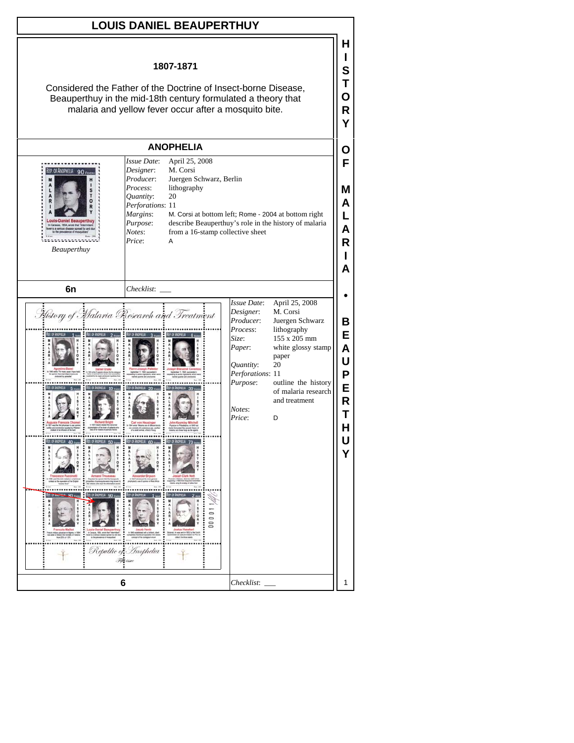# LOUIS DANIEL BEAUPERTHUY

**1807-1871**

Considered the Father of the Doctrine of Insect-borne Disease, Beauperthuy in the mid-18th century formulated a theory that malaria and yellow fever occur after a mosquito bite.

## ANOPHELIA

*Beauperthuy*

| | |
|---|---|
| *Issue Date*: | April 25, 2008 |
| *Designer*: | M. Corsi |
| *Producer*: | Juergen Schwarz, Berlin |
| *Process*: | lithography |
| *Quantity*: | 20 |
| *Perforations*: | 11 |
| *Margins*: | M. Corsi at bottom left; Rome - 2004 at bottom right |
| *Purpose*: | describe Beauperthuy's role in the history of malaria |
| *Notes*: | from a 16-stamp collective sheet |
| *Price*: | A |

**6n** *Checklist*: ___

| | |
|---|---|
| *Issue Date*: | April 25, 2008 |
| *Designer*: | M. Corsi |
| *Producer*: | Juergen Schwarz |
| *Process*: | lithography |
| *Size*: | 155 x 205 mm |
| *Paper*: | white glossy stamp paper |
| *Quantity*: | 20 |
| *Perforations*: | 11 |
| *Purpose*: | outline the history of malaria research and treatment |
| *Notes*: | |
| *Price*: | D |

**6** *Checklist*: ___

HISTORY OF MALARIA • BEAUPERTHUY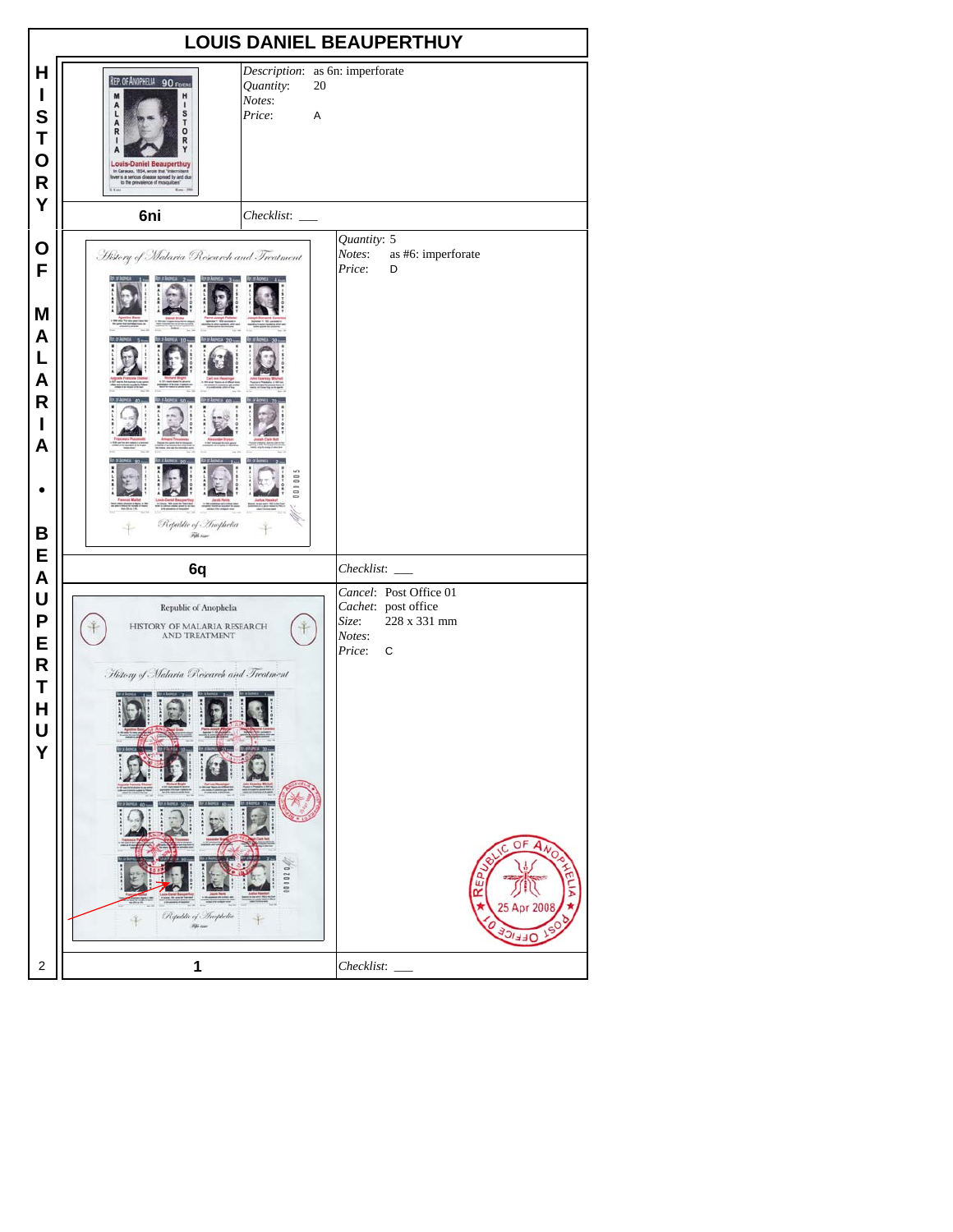# LOUIS DANIEL BEAUPERTHUY

**HISTORY OF MALARIA • BEAUPERTHUY**

## 6ni

*Description*: as 6n: imperforate
*Quantity*: 20
*Notes*:
*Price*: A

*Checklist*: ___

## 6q

*Quantity*: 5
*Notes*: as #6: imperforate
*Price*: D

*Checklist*: ___

## 1

*Cancel*: Post Office 01
*Cachet*: post office
*Size*: 228 x 331 mm
*Notes*:
*Price*: C

*Checklist*: ___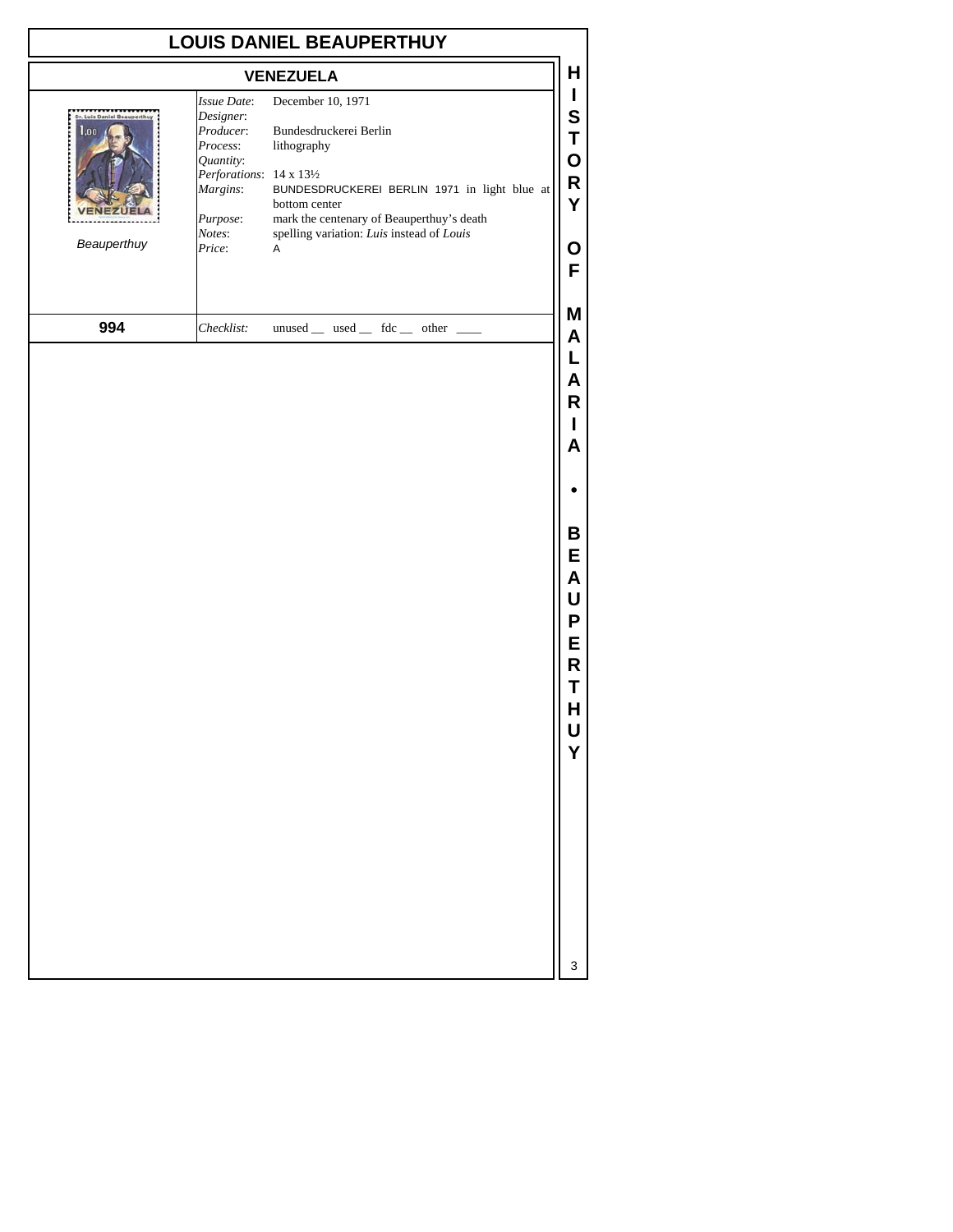# LOUIS DANIEL BEAUPERTHUY

## VENEZUELA

| | | |
|---|---|---|
| Beauperthuy | *Issue Date*: | December 10, 1971 |
| | *Designer*: | |
| | *Producer*: | Bundesdruckerei Berlin |
| | *Process*: | lithography |
| | *Quantity*: | |
| | *Perforations*: | 14 x 13½ |
| | *Margins*: | BUNDESDRUCKEREI BERLIN 1971 in light blue at bottom center |
| | *Purpose*: | mark the centenary of Beauperthuy's death |
| | *Notes*: | spelling variation: *Luis* instead of *Louis* |
| | *Price*: | A |
| **994** | *Checklist*: | unused __ used __ fdc __ other ____ |